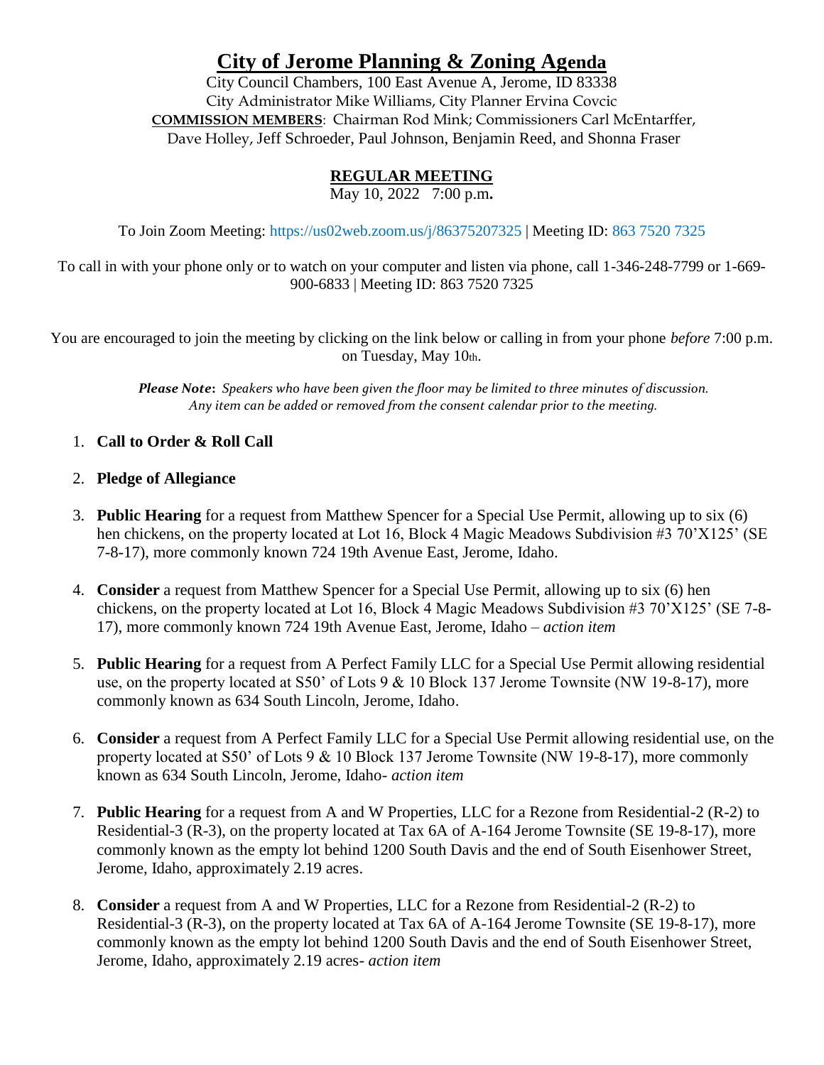# City of Jerome Planning & Zoning Agenda

City Council Chambers, 100 East Avenue A, Jerome, ID 83338
City Administrator Mike Williams, City Planner Ervina Covcic
**COMMISSION MEMBERS**: Chairman Rod Mink; Commissioners Carl McEntarffer, Dave Holley, Jeff Schroeder, Paul Johnson, Benjamin Reed, and Shonna Fraser

## REGULAR MEETING

May 10, 2022 7:00 p.m.

To Join Zoom Meeting: https://us02web.zoom.us/j/86375207325 | Meeting ID: 863 7520 7325

To call in with your phone only or to watch on your computer and listen via phone, call 1-346-248-7799 or 1-669-900-6833 | Meeting ID: 863 7520 7325

You are encouraged to join the meeting by clicking on the link below or calling in from your phone *before* 7:00 p.m. on Tuesday, May 10th.

***Please Note***: *Speakers who have been given the floor may be limited to three minutes of discussion. Any item can be added or removed from the consent calendar prior to the meeting.*

1. **Call to Order & Roll Call**
2. **Pledge of Allegiance**
3. **Public Hearing** for a request from Matthew Spencer for a Special Use Permit, allowing up to six (6) hen chickens, on the property located at Lot 16, Block 4 Magic Meadows Subdivision #3 70'X125' (SE 7-8-17), more commonly known 724 19th Avenue East, Jerome, Idaho.
4. **Consider** a request from Matthew Spencer for a Special Use Permit, allowing up to six (6) hen chickens, on the property located at Lot 16, Block 4 Magic Meadows Subdivision #3 70'X125' (SE 7-8-17), more commonly known 724 19th Avenue East, Jerome, Idaho – *action item*
5. **Public Hearing** for a request from A Perfect Family LLC for a Special Use Permit allowing residential use, on the property located at S50' of Lots 9 & 10 Block 137 Jerome Townsite (NW 19-8-17), more commonly known as 634 South Lincoln, Jerome, Idaho.
6. **Consider** a request from A Perfect Family LLC for a Special Use Permit allowing residential use, on the property located at S50' of Lots 9 & 10 Block 137 Jerome Townsite (NW 19-8-17), more commonly known as 634 South Lincoln, Jerome, Idaho- *action item*
7. **Public Hearing** for a request from A and W Properties, LLC for a Rezone from Residential-2 (R-2) to Residential-3 (R-3), on the property located at Tax 6A of A-164 Jerome Townsite (SE 19-8-17), more commonly known as the empty lot behind 1200 South Davis and the end of South Eisenhower Street, Jerome, Idaho, approximately 2.19 acres.
8. **Consider** a request from A and W Properties, LLC for a Rezone from Residential-2 (R-2) to Residential-3 (R-3), on the property located at Tax 6A of A-164 Jerome Townsite (SE 19-8-17), more commonly known as the empty lot behind 1200 South Davis and the end of South Eisenhower Street, Jerome, Idaho, approximately 2.19 acres- *action item*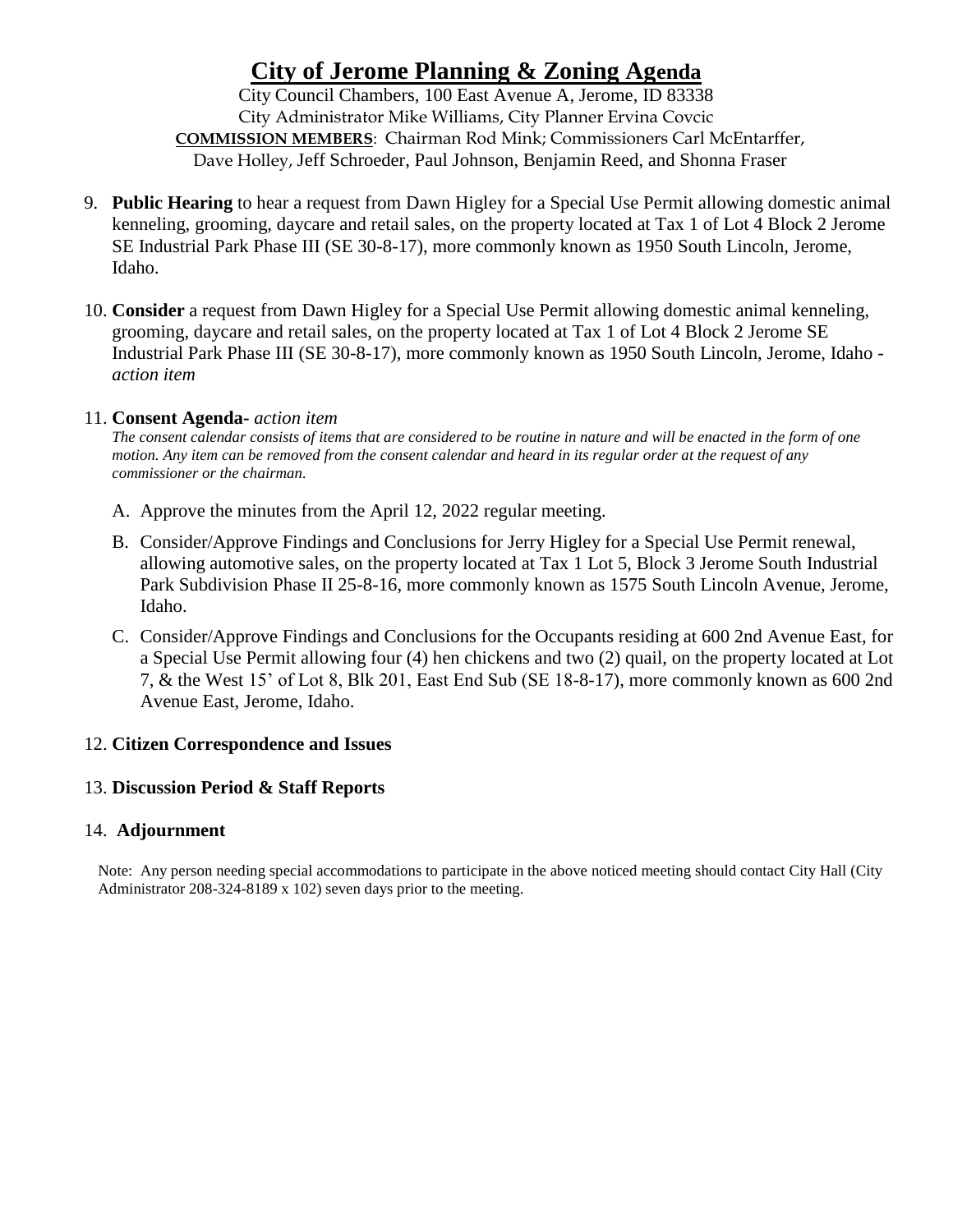# City of Jerome Planning & Zoning Agenda

City Council Chambers, 100 East Avenue A, Jerome, ID 83338
City Administrator Mike Williams, City Planner Ervina Covcic
**COMMISSION MEMBERS**: Chairman Rod Mink; Commissioners Carl McEntarffer, Dave Holley, Jeff Schroeder, Paul Johnson, Benjamin Reed, and Shonna Fraser

9. **Public Hearing** to hear a request from Dawn Higley for a Special Use Permit allowing domestic animal kenneling, grooming, daycare and retail sales, on the property located at Tax 1 of Lot 4 Block 2 Jerome SE Industrial Park Phase III (SE 30-8-17), more commonly known as 1950 South Lincoln, Jerome, Idaho.

10. **Consider** a request from Dawn Higley for a Special Use Permit allowing domestic animal kenneling, grooming, daycare and retail sales, on the property located at Tax 1 of Lot 4 Block 2 Jerome SE Industrial Park Phase III (SE 30-8-17), more commonly known as 1950 South Lincoln, Jerome, Idaho - *action item*

11. **Consent Agenda-** *action item*
    *The consent calendar consists of items that are considered to be routine in nature and will be enacted in the form of one motion. Any item can be removed from the consent calendar and heard in its regular order at the request of any commissioner or the chairman.*

    A. Approve the minutes from the April 12, 2022 regular meeting.

    B. Consider/Approve Findings and Conclusions for Jerry Higley for a Special Use Permit renewal, allowing automotive sales, on the property located at Tax 1 Lot 5, Block 3 Jerome South Industrial Park Subdivision Phase II 25-8-16, more commonly known as 1575 South Lincoln Avenue, Jerome, Idaho.

    C. Consider/Approve Findings and Conclusions for the Occupants residing at 600 2nd Avenue East, for a Special Use Permit allowing four (4) hen chickens and two (2) quail, on the property located at Lot 7, & the West 15' of Lot 8, Blk 201, East End Sub (SE 18-8-17), more commonly known as 600 2nd Avenue East, Jerome, Idaho.

12. **Citizen Correspondence and Issues**

13. **Discussion Period & Staff Reports**

14. **Adjournment**

Note: Any person needing special accommodations to participate in the above noticed meeting should contact City Hall (City Administrator 208-324-8189 x 102) seven days prior to the meeting.